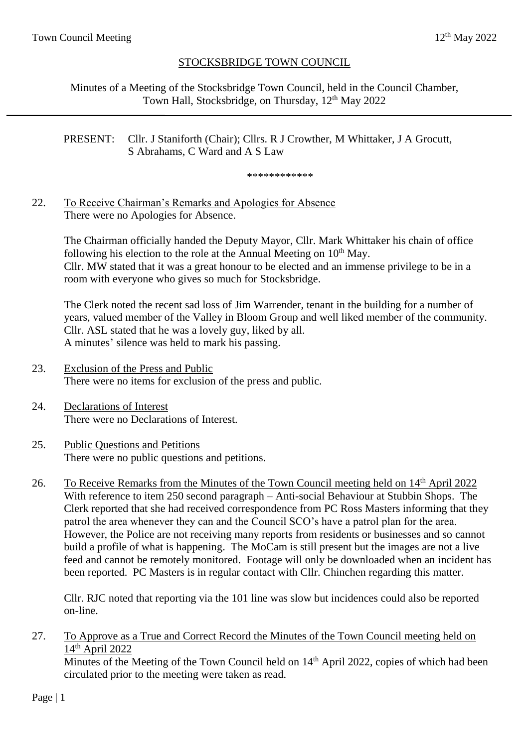# STOCKSBRIDGE TOWN COUNCIL

Minutes of a Meeting of the Stocksbridge Town Council, held in the Council Chamber, Town Hall, Stocksbridge, on Thursday, 12th May 2022

---

PRESENT: Cllr. J Staniforth (Chair); Cllrs. R J Crowther, M Whittaker, J A Grocutt, S Abrahams, C Ward and A S Law

************

22. To Receive Chairman's Remarks and Apologies for Absence
There were no Apologies for Absence.

The Chairman officially handed the Deputy Mayor, Cllr. Mark Whittaker his chain of office following his election to the role at the Annual Meeting on 10th May.
Cllr. MW stated that it was a great honour to be elected and an immense privilege to be in a room with everyone who gives so much for Stocksbridge.

The Clerk noted the recent sad loss of Jim Warrender, tenant in the building for a number of years, valued member of the Valley in Bloom Group and well liked member of the community.
Cllr. ASL stated that he was a lovely guy, liked by all.
A minutes' silence was held to mark his passing.

23. Exclusion of the Press and Public
There were no items for exclusion of the press and public.

24. Declarations of Interest
There were no Declarations of Interest.

25. Public Questions and Petitions
There were no public questions and petitions.

26. To Receive Remarks from the Minutes of the Town Council meeting held on 14th April 2022
With reference to item 250 second paragraph – Anti-social Behaviour at Stubbin Shops. The Clerk reported that she had received correspondence from PC Ross Masters informing that they patrol the area whenever they can and the Council SCO's have a patrol plan for the area. However, the Police are not receiving many reports from residents or businesses and so cannot build a profile of what is happening. The MoCam is still present but the images are not a live feed and cannot be remotely monitored. Footage will only be downloaded when an incident has been reported. PC Masters is in regular contact with Cllr. Chinchen regarding this matter.

Cllr. RJC noted that reporting via the 101 line was slow but incidences could also be reported on-line.

27. To Approve as a True and Correct Record the Minutes of the Town Council meeting held on 14th April 2022
Minutes of the Meeting of the Town Council held on 14th April 2022, copies of which had been circulated prior to the meeting were taken as read.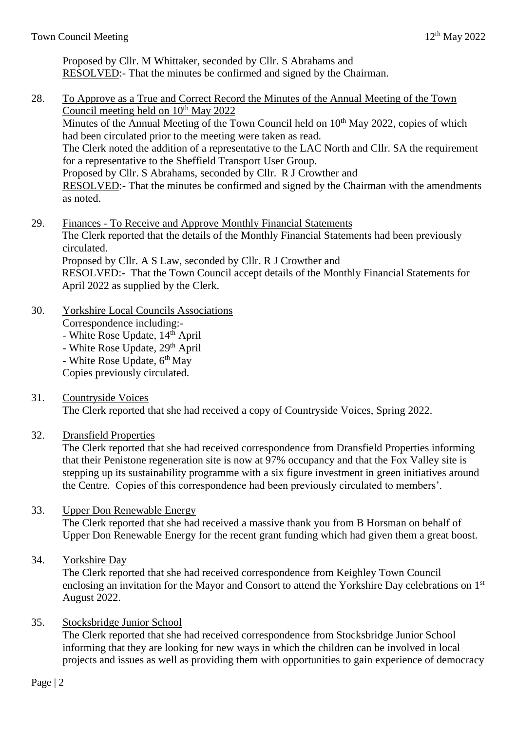Proposed by Cllr. M Whittaker, seconded by Cllr. S Abrahams and
RESOLVED:- That the minutes be confirmed and signed by the Chairman.

28. To Approve as a True and Correct Record the Minutes of the Annual Meeting of the Town Council meeting held on 10th May 2022

Minutes of the Annual Meeting of the Town Council held on 10th May 2022, copies of which had been circulated prior to the meeting were taken as read.
The Clerk noted the addition of a representative to the LAC North and Cllr. SA the requirement for a representative to the Sheffield Transport User Group.
Proposed by Cllr. S Abrahams, seconded by Cllr. R J Crowther and
RESOLVED:- That the minutes be confirmed and signed by the Chairman with the amendments as noted.

29. Finances - To Receive and Approve Monthly Financial Statements

The Clerk reported that the details of the Monthly Financial Statements had been previously circulated.
Proposed by Cllr. A S Law, seconded by Cllr. R J Crowther and
RESOLVED:- That the Town Council accept details of the Monthly Financial Statements for April 2022 as supplied by the Clerk.

30. Yorkshire Local Councils Associations

Correspondence including:-
- White Rose Update, 14th April
- White Rose Update, 29th April
- White Rose Update, 6th May

Copies previously circulated.

31. Countryside Voices

The Clerk reported that she had received a copy of Countryside Voices, Spring 2022.

32. Dransfield Properties

The Clerk reported that she had received correspondence from Dransfield Properties informing that their Penistone regeneration site is now at 97% occupancy and that the Fox Valley site is stepping up its sustainability programme with a six figure investment in green initiatives around the Centre. Copies of this correspondence had been previously circulated to members'.

33. Upper Don Renewable Energy

The Clerk reported that she had received a massive thank you from B Horsman on behalf of Upper Don Renewable Energy for the recent grant funding which had given them a great boost.

34. Yorkshire Day

The Clerk reported that she had received correspondence from Keighley Town Council enclosing an invitation for the Mayor and Consort to attend the Yorkshire Day celebrations on 1st August 2022.

35. Stocksbridge Junior School

The Clerk reported that she had received correspondence from Stocksbridge Junior School informing that they are looking for new ways in which the children can be involved in local projects and issues as well as providing them with opportunities to gain experience of democracy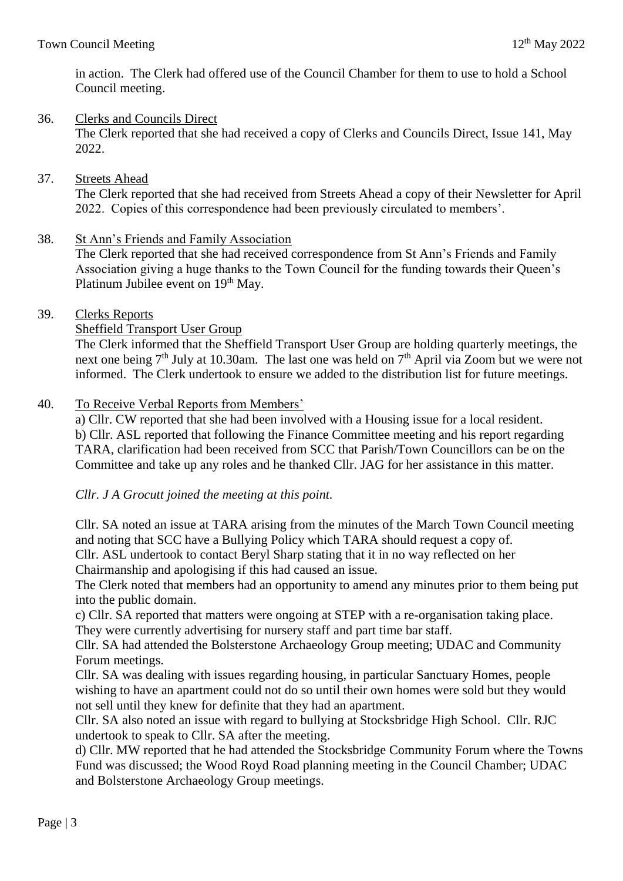in action. The Clerk had offered use of the Council Chamber for them to use to hold a School Council meeting.

36. <u>Clerks and Councils Direct</u>
The Clerk reported that she had received a copy of Clerks and Councils Direct, Issue 141, May 2022.

37. <u>Streets Ahead</u>
The Clerk reported that she had received from Streets Ahead a copy of their Newsletter for April 2022. Copies of this correspondence had been previously circulated to members'.

38. <u>St Ann's Friends and Family Association</u>
The Clerk reported that she had received correspondence from St Ann's Friends and Family Association giving a huge thanks to the Town Council for the funding towards their Queen's Platinum Jubilee event on 19th May.

39. <u>Clerks Reports</u>
<u>Sheffield Transport User Group</u>
The Clerk informed that the Sheffield Transport User Group are holding quarterly meetings, the next one being 7th July at 10.30am. The last one was held on 7th April via Zoom but we were not informed. The Clerk undertook to ensure we added to the distribution list for future meetings.

40. <u>To Receive Verbal Reports from Members'</u>
a) Cllr. CW reported that she had been involved with a Housing issue for a local resident.
b) Cllr. ASL reported that following the Finance Committee meeting and his report regarding TARA, clarification had been received from SCC that Parish/Town Councillors can be on the Committee and take up any roles and he thanked Cllr. JAG for her assistance in this matter.

*Cllr. J A Grocutt joined the meeting at this point.*

Cllr. SA noted an issue at TARA arising from the minutes of the March Town Council meeting and noting that SCC have a Bullying Policy which TARA should request a copy of.
Cllr. ASL undertook to contact Beryl Sharp stating that it in no way reflected on her Chairmanship and apologising if this had caused an issue.
The Clerk noted that members had an opportunity to amend any minutes prior to them being put into the public domain.
c) Cllr. SA reported that matters were ongoing at STEP with a re-organisation taking place. They were currently advertising for nursery staff and part time bar staff.
Cllr. SA had attended the Bolsterstone Archaeology Group meeting; UDAC and Community Forum meetings.
Cllr. SA was dealing with issues regarding housing, in particular Sanctuary Homes, people wishing to have an apartment could not do so until their own homes were sold but they would not sell until they knew for definite that they had an apartment.
Cllr. SA also noted an issue with regard to bullying at Stocksbridge High School. Cllr. RJC undertook to speak to Cllr. SA after the meeting.
d) Cllr. MW reported that he had attended the Stocksbridge Community Forum where the Towns Fund was discussed; the Wood Royd Road planning meeting in the Council Chamber; UDAC and Bolsterstone Archaeology Group meetings.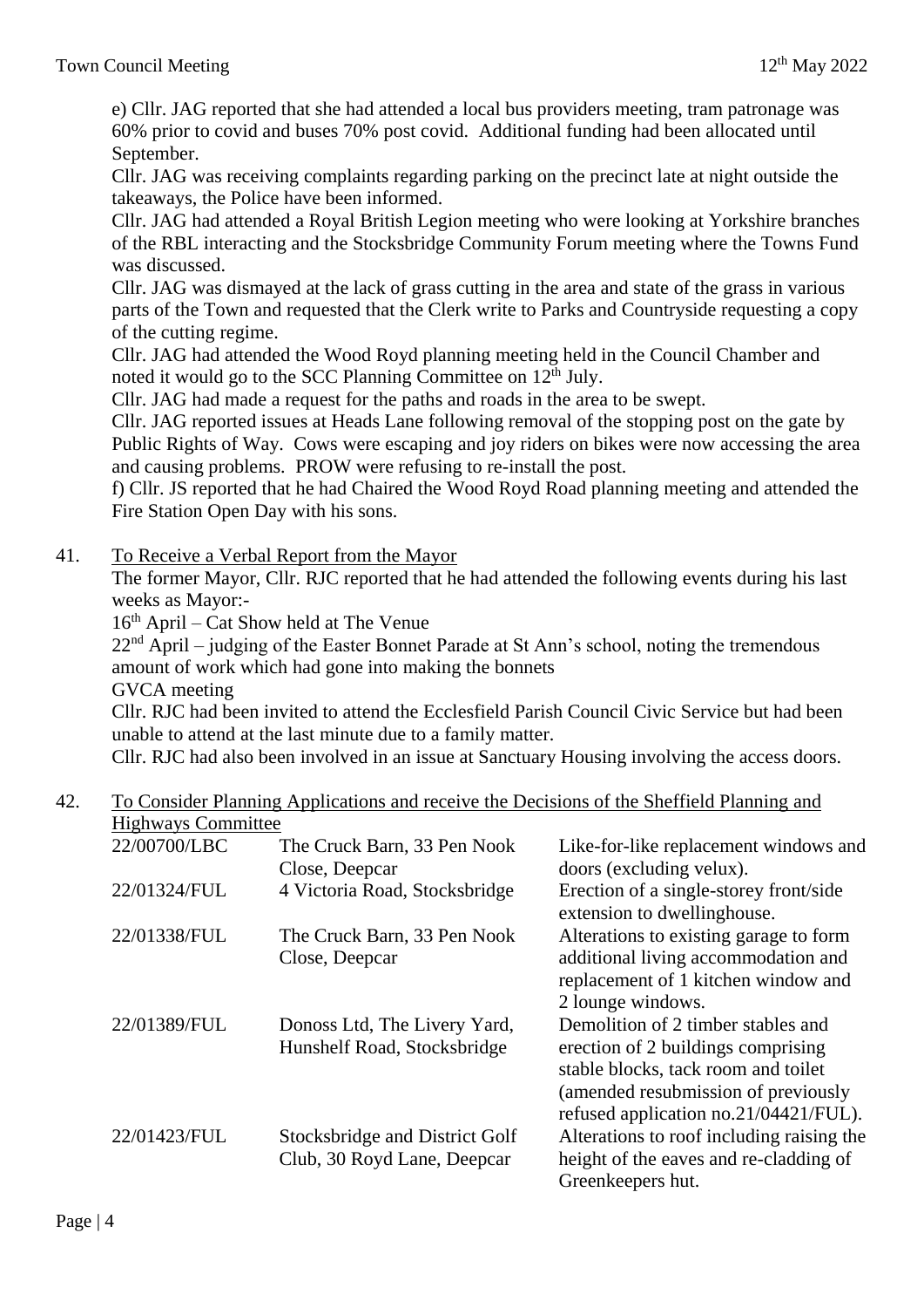e) Cllr. JAG reported that she had attended a local bus providers meeting, tram patronage was 60% prior to covid and buses 70% post covid. Additional funding had been allocated until September.

Cllr. JAG was receiving complaints regarding parking on the precinct late at night outside the takeaways, the Police have been informed.

Cllr. JAG had attended a Royal British Legion meeting who were looking at Yorkshire branches of the RBL interacting and the Stocksbridge Community Forum meeting where the Towns Fund was discussed.

Cllr. JAG was dismayed at the lack of grass cutting in the area and state of the grass in various parts of the Town and requested that the Clerk write to Parks and Countryside requesting a copy of the cutting regime.

Cllr. JAG had attended the Wood Royd planning meeting held in the Council Chamber and noted it would go to the SCC Planning Committee on 12th July.

Cllr. JAG had made a request for the paths and roads in the area to be swept.

Cllr. JAG reported issues at Heads Lane following removal of the stopping post on the gate by Public Rights of Way. Cows were escaping and joy riders on bikes were now accessing the area and causing problems. PROW were refusing to re-install the post.

f) Cllr. JS reported that he had Chaired the Wood Royd Road planning meeting and attended the Fire Station Open Day with his sons.

41. To Receive a Verbal Report from the Mayor

The former Mayor, Cllr. RJC reported that he had attended the following events during his last weeks as Mayor:-

16th April – Cat Show held at The Venue

22nd April – judging of the Easter Bonnet Parade at St Ann's school, noting the tremendous amount of work which had gone into making the bonnets

GVCA meeting

Cllr. RJC had been invited to attend the Ecclesfield Parish Council Civic Service but had been unable to attend at the last minute due to a family matter.

Cllr. RJC had also been involved in an issue at Sanctuary Housing involving the access doors.

42. To Consider Planning Applications and receive the Decisions of the Sheffield Planning and Highways Committee

| | | |
|---|---|---|
| 22/00700/LBC | The Cruck Barn, 33 Pen Nook Close, Deepcar | Like-for-like replacement windows and doors (excluding velux). |
| 22/01324/FUL | 4 Victoria Road, Stocksbridge | Erection of a single-storey front/side extension to dwellinghouse. |
| 22/01338/FUL | The Cruck Barn, 33 Pen Nook Close, Deepcar | Alterations to existing garage to form additional living accommodation and replacement of 1 kitchen window and 2 lounge windows. |
| 22/01389/FUL | Donoss Ltd, The Livery Yard, Hunshelf Road, Stocksbridge | Demolition of 2 timber stables and erection of 2 buildings comprising stable blocks, tack room and toilet (amended resubmission of previously refused application no.21/04421/FUL). |
| 22/01423/FUL | Stocksbridge and District Golf Club, 30 Royd Lane, Deepcar | Alterations to roof including raising the height of the eaves and re-cladding of Greenkeepers hut. |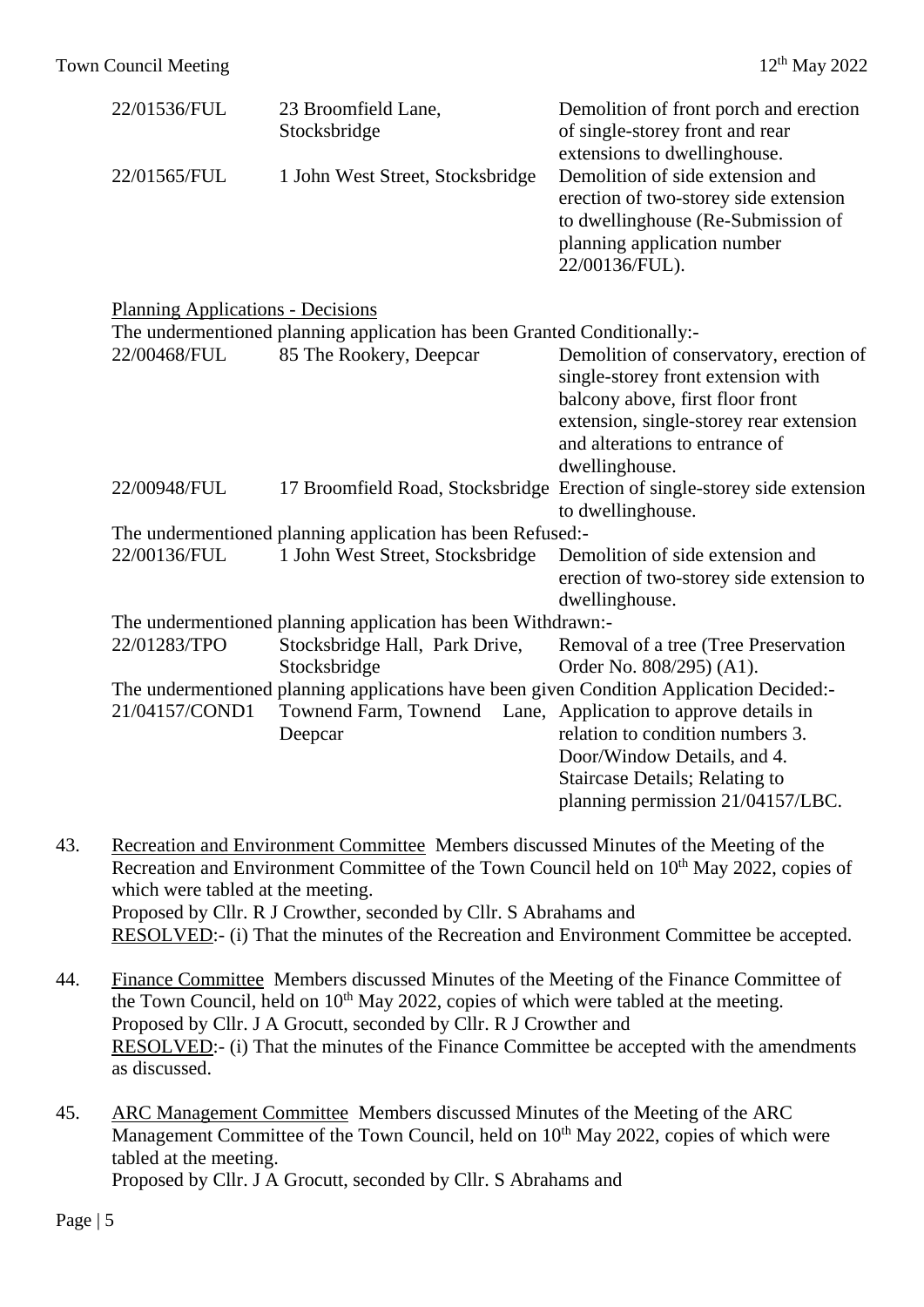| | | |
|---|---|---|
| 22/01536/FUL | 23 Broomfield Lane, Stocksbridge | Demolition of front porch and erection of single-storey front and rear extensions to dwellinghouse. |
| 22/01565/FUL | 1 John West Street, Stocksbridge | Demolition of side extension and erection of two-storey side extension to dwellinghouse (Re-Submission of planning application number 22/00136/FUL). |

Planning Applications - Decisions

The undermentioned planning application has been Granted Conditionally:-

| | | |
|---|---|---|
| 22/00468/FUL | 85 The Rookery, Deepcar | Demolition of conservatory, erection of single-storey front extension with balcony above, first floor front extension, single-storey rear extension and alterations to entrance of dwellinghouse. |
| 22/00948/FUL | 17 Broomfield Road, Stocksbridge | Erection of single-storey side extension to dwellinghouse. |

The undermentioned planning application has been Refused:-

| | | |
|---|---|---|
| 22/00136/FUL | 1 John West Street, Stocksbridge | Demolition of side extension and erection of two-storey side extension to dwellinghouse. |

The undermentioned planning application has been Withdrawn:-

| | | |
|---|---|---|
| 22/01283/TPO | Stocksbridge Hall, Park Drive, Stocksbridge | Removal of a tree (Tree Preservation Order No. 808/295) (A1). |

The undermentioned planning applications have been given Condition Application Decided:-

| | | |
|---|---|---|
| 21/04157/COND1 | Townend Farm, Townend Lane, Deepcar | Application to approve details in relation to condition numbers 3. Door/Window Details, and 4. Staircase Details; Relating to planning permission 21/04157/LBC. |

43. Recreation and Environment Committee Members discussed Minutes of the Meeting of the Recreation and Environment Committee of the Town Council held on 10th May 2022, copies of which were tabled at the meeting.
Proposed by Cllr. R J Crowther, seconded by Cllr. S Abrahams and
RESOLVED:- (i) That the minutes of the Recreation and Environment Committee be accepted.

44. Finance Committee Members discussed Minutes of the Meeting of the Finance Committee of the Town Council, held on 10th May 2022, copies of which were tabled at the meeting.
Proposed by Cllr. J A Grocutt, seconded by Cllr. R J Crowther and
RESOLVED:- (i) That the minutes of the Finance Committee be accepted with the amendments as discussed.

45. ARC Management Committee Members discussed Minutes of the Meeting of the ARC Management Committee of the Town Council, held on 10th May 2022, copies of which were tabled at the meeting.
Proposed by Cllr. J A Grocutt, seconded by Cllr. S Abrahams and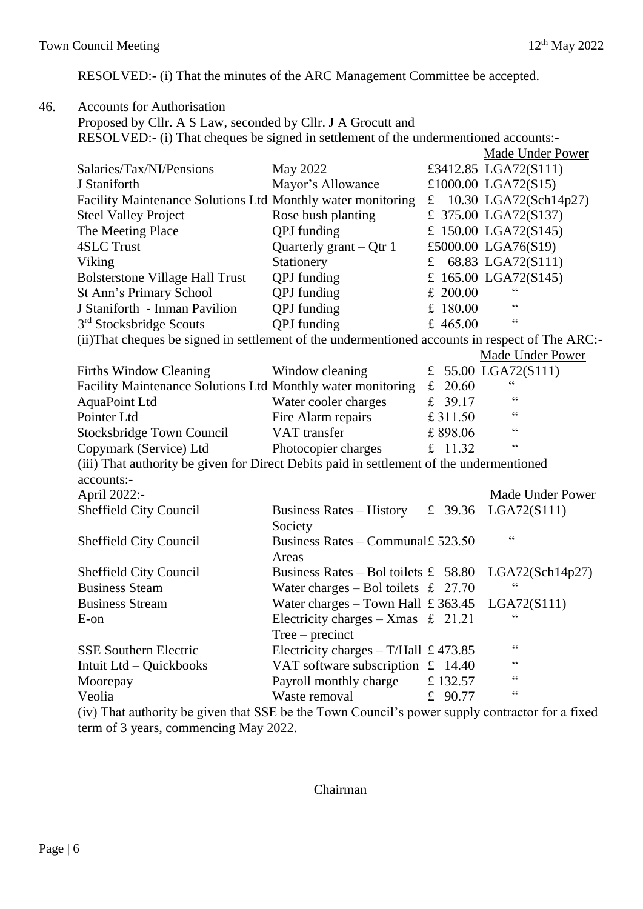RESOLVED:- (i) That the minutes of the ARC Management Committee be accepted.

46. Accounts for Authorisation

Proposed by Cllr. A S Law, seconded by Cllr. J A Grocutt and

RESOLVED:- (i) That cheques be signed in settlement of the undermentioned accounts:-

| | | | Made Under Power |
|---|---|---|---|
| Salaries/Tax/NI/Pensions | May 2022 | £3412.85 | LGA72(S111) |
| J Staniforth | Mayor's Allowance | £1000.00 | LGA72(S15) |
| Facility Maintenance Solutions Ltd | Monthly water monitoring | £ 10.30 | LGA72(Sch14p27) |
| Steel Valley Project | Rose bush planting | £ 375.00 | LGA72(S137) |
| The Meeting Place | QPJ funding | £ 150.00 | LGA72(S145) |
| 4SLC Trust | Quarterly grant – Qtr 1 | £5000.00 | LGA76(S19) |
| Viking | Stationery | £ 68.83 | LGA72(S111) |
| Bolsterstone Village Hall Trust | QPJ funding | £ 165.00 | LGA72(S145) |
| St Ann's Primary School | QPJ funding | £ 200.00 | " |
| J Staniforth - Inman Pavilion | QPJ funding | £ 180.00 | " |
| 3rd Stocksbridge Scouts | QPJ funding | £ 465.00 | " |

(ii)That cheques be signed in settlement of the undermentioned accounts in respect of The ARC:-

| | | | Made Under Power |
|---|---|---|---|
| Firths Window Cleaning | Window cleaning | £ 55.00 | LGA72(S111) |
| Facility Maintenance Solutions Ltd | Monthly water monitoring | £ 20.60 | " |
| AquaPoint Ltd | Water cooler charges | £ 39.17 | " |
| Pointer Ltd | Fire Alarm repairs | £ 311.50 | " |
| Stocksbridge Town Council | VAT transfer | £ 898.06 | " |
| Copymark (Service) Ltd | Photocopier charges | £ 11.32 | " |

(iii) That authority be given for Direct Debits paid in settlement of the undermentioned accounts:-

| April 2022:- | | | Made Under Power |
|---|---|---|---|
| Sheffield City Council | Business Rates – History Society | £ 39.36 | LGA72(S111) |
| Sheffield City Council | Business Rates – Communal Areas | £ 523.50 | " |
| Sheffield City Council | Business Rates – Bol toilets | £ 58.80 | LGA72(Sch14p27) |
| Business Steam | Water charges – Bol toilets | £ 27.70 | " |
| Business Stream | Water charges – Town Hall | £ 363.45 | LGA72(S111) |
| E-on | Electricity charges – Xmas Tree – precinct | £ 21.21 | " |
| SSE Southern Electric | Electricity charges – T/Hall | £ 473.85 | " |
| Intuit Ltd – Quickbooks | VAT software subscription | £ 14.40 | " |
| Moorepay | Payroll monthly charge | £ 132.57 | " |
| Veolia | Waste removal | £ 90.77 | " |

(iv) That authority be given that SSE be the Town Council's power supply contractor for a fixed term of 3 years, commencing May 2022.

Chairman